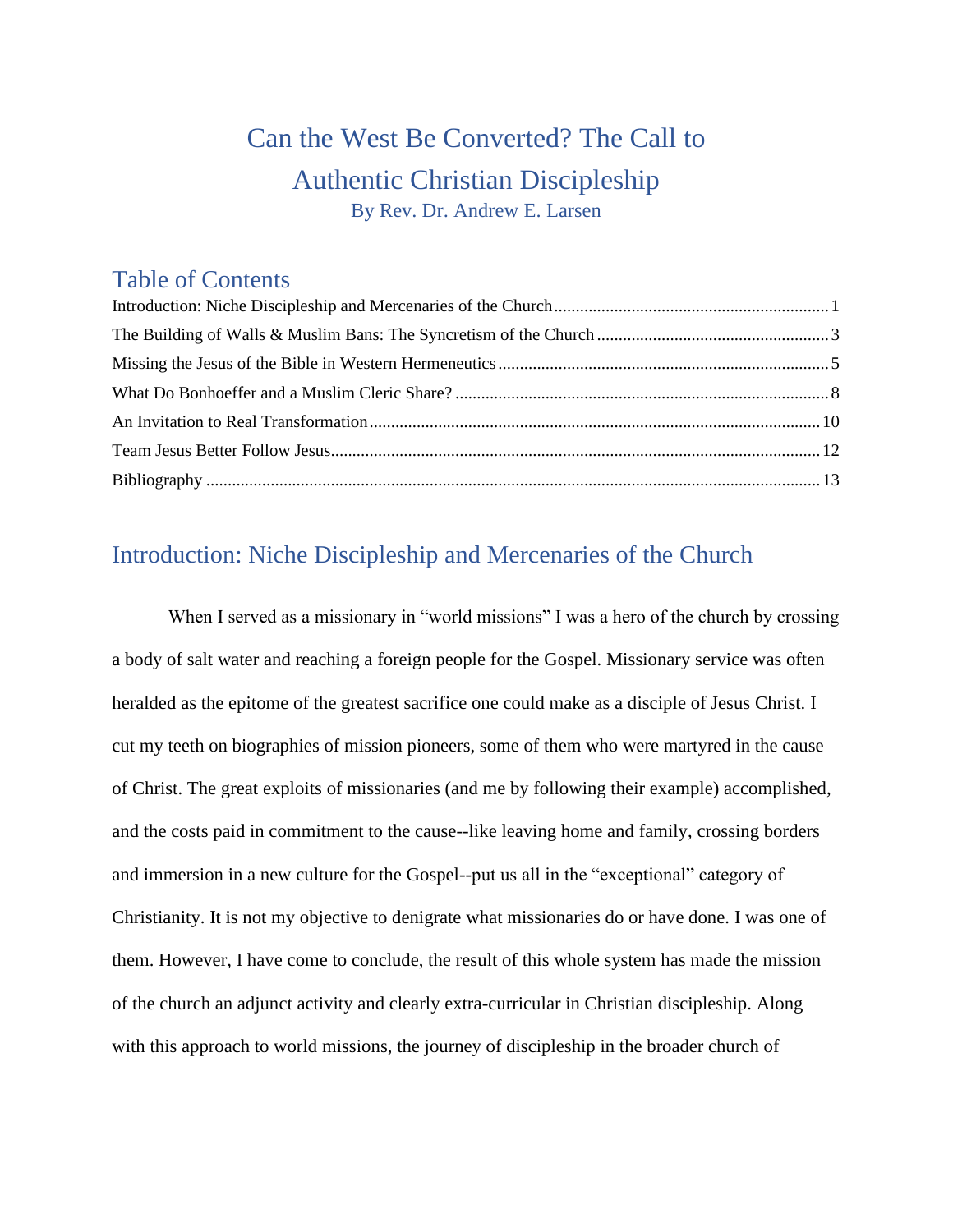# Can the West Be Converted? The Call to Authentic Christian Discipleship

By Rev. Dr. Andrew E. Larsen

## Table of Contents

Introduction: Niche Discipleship and Mercenaries of the Church .......... 1
The Building of Walls & Muslim Bans: The Syncretism of the Church .......... 3
Missing the Jesus of the Bible in Western Hermeneutics .......... 5
What Do Bonhoeffer and a Muslim Cleric Share? .......... 8
An Invitation to Real Transformation .......... 10
Team Jesus Better Follow Jesus .......... 12
Bibliography .......... 13

## Introduction: Niche Discipleship and Mercenaries of the Church

When I served as a missionary in "world missions" I was a hero of the church by crossing a body of salt water and reaching a foreign people for the Gospel. Missionary service was often heralded as the epitome of the greatest sacrifice one could make as a disciple of Jesus Christ. I cut my teeth on biographies of mission pioneers, some of them who were martyred in the cause of Christ. The great exploits of missionaries (and me by following their example) accomplished, and the costs paid in commitment to the cause--like leaving home and family, crossing borders and immersion in a new culture for the Gospel--put us all in the "exceptional" category of Christianity. It is not my objective to denigrate what missionaries do or have done. I was one of them. However, I have come to conclude, the result of this whole system has made the mission of the church an adjunct activity and clearly extra-curricular in Christian discipleship. Along with this approach to world missions, the journey of discipleship in the broader church of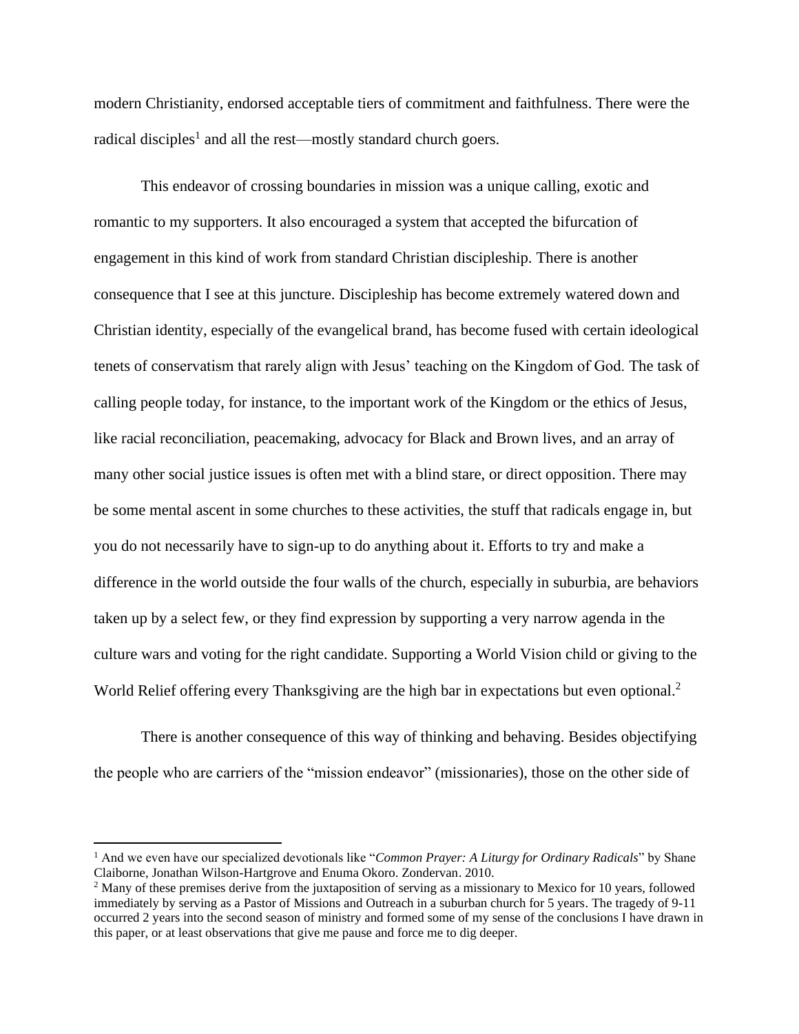modern Christianity, endorsed acceptable tiers of commitment and faithfulness. There were the radical disciples[1] and all the rest—mostly standard church goers.

This endeavor of crossing boundaries in mission was a unique calling, exotic and romantic to my supporters. It also encouraged a system that accepted the bifurcation of engagement in this kind of work from standard Christian discipleship. There is another consequence that I see at this juncture. Discipleship has become extremely watered down and Christian identity, especially of the evangelical brand, has become fused with certain ideological tenets of conservatism that rarely align with Jesus' teaching on the Kingdom of God. The task of calling people today, for instance, to the important work of the Kingdom or the ethics of Jesus, like racial reconciliation, peacemaking, advocacy for Black and Brown lives, and an array of many other social justice issues is often met with a blind stare, or direct opposition. There may be some mental ascent in some churches to these activities, the stuff that radicals engage in, but you do not necessarily have to sign-up to do anything about it. Efforts to try and make a difference in the world outside the four walls of the church, especially in suburbia, are behaviors taken up by a select few, or they find expression by supporting a very narrow agenda in the culture wars and voting for the right candidate. Supporting a World Vision child or giving to the World Relief offering every Thanksgiving are the high bar in expectations but even optional.[2]

There is another consequence of this way of thinking and behaving. Besides objectifying the people who are carriers of the "mission endeavor" (missionaries), those on the other side of

---

[1] And we even have our specialized devotionals like "*Common Prayer: A Liturgy for Ordinary Radicals*" by Shane Claiborne, Jonathan Wilson-Hartgrove and Enuma Okoro. Zondervan. 2010.

[2] Many of these premises derive from the juxtaposition of serving as a missionary to Mexico for 10 years, followed immediately by serving as a Pastor of Missions and Outreach in a suburban church for 5 years. The tragedy of 9-11 occurred 2 years into the second season of ministry and formed some of my sense of the conclusions I have drawn in this paper, or at least observations that give me pause and force me to dig deeper.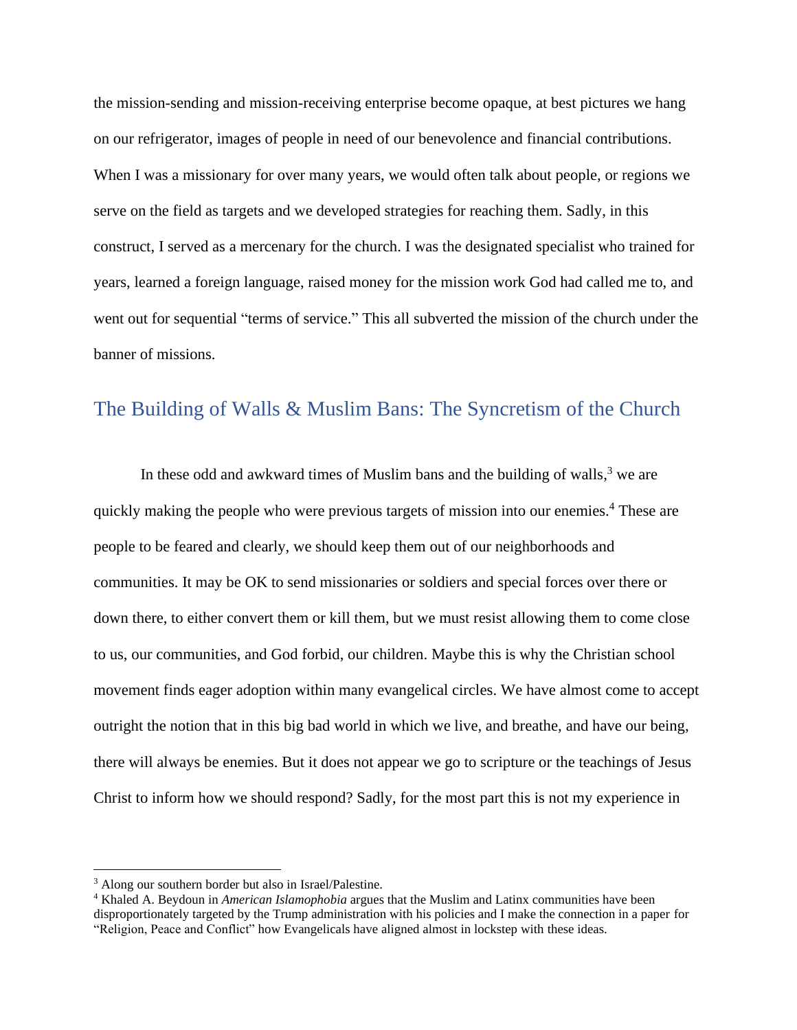the mission-sending and mission-receiving enterprise become opaque, at best pictures we hang on our refrigerator, images of people in need of our benevolence and financial contributions. When I was a missionary for over many years, we would often talk about people, or regions we serve on the field as targets and we developed strategies for reaching them. Sadly, in this construct, I served as a mercenary for the church. I was the designated specialist who trained for years, learned a foreign language, raised money for the mission work God had called me to, and went out for sequential "terms of service." This all subverted the mission of the church under the banner of missions.

## The Building of Walls & Muslim Bans: The Syncretism of the Church

In these odd and awkward times of Muslim bans and the building of walls,[3] we are quickly making the people who were previous targets of mission into our enemies.[4] These are people to be feared and clearly, we should keep them out of our neighborhoods and communities. It may be OK to send missionaries or soldiers and special forces over there or down there, to either convert them or kill them, but we must resist allowing them to come close to us, our communities, and God forbid, our children. Maybe this is why the Christian school movement finds eager adoption within many evangelical circles. We have almost come to accept outright the notion that in this big bad world in which we live, and breathe, and have our being, there will always be enemies. But it does not appear we go to scripture or the teachings of Jesus Christ to inform how we should respond? Sadly, for the most part this is not my experience in

---

[3] Along our southern border but also in Israel/Palestine.

[4] Khaled A. Beydoun in *American Islamophobia* argues that the Muslim and Latinx communities have been disproportionately targeted by the Trump administration with his policies and I make the connection in a paper for "Religion, Peace and Conflict" how Evangelicals have aligned almost in lockstep with these ideas.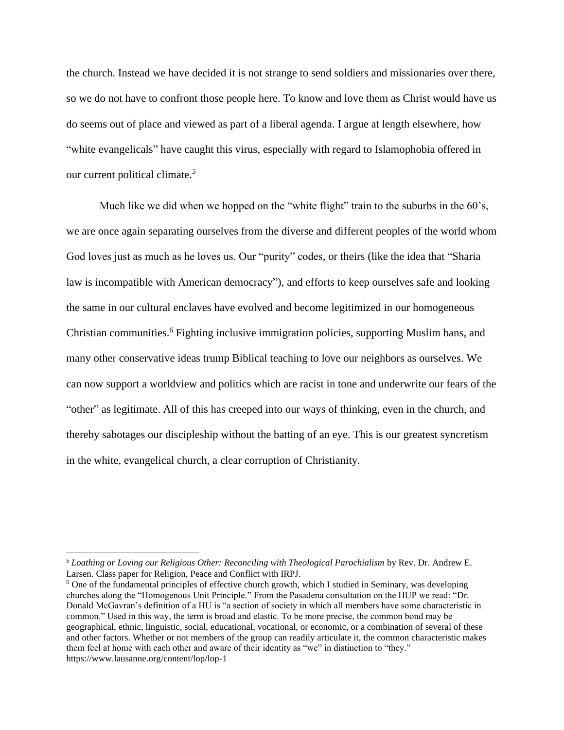the church. Instead we have decided it is not strange to send soldiers and missionaries over there, so we do not have to confront those people here. To know and love them as Christ would have us do seems out of place and viewed as part of a liberal agenda. I argue at length elsewhere, how "white evangelicals" have caught this virus, especially with regard to Islamophobia offered in our current political climate.[5]

Much like we did when we hopped on the "white flight" train to the suburbs in the 60's, we are once again separating ourselves from the diverse and different peoples of the world whom God loves just as much as he loves us. Our "purity" codes, or theirs (like the idea that "Sharia law is incompatible with American democracy"), and efforts to keep ourselves safe and looking the same in our cultural enclaves have evolved and become legitimized in our homogeneous Christian communities.[6] Fighting inclusive immigration policies, supporting Muslim bans, and many other conservative ideas trump Biblical teaching to love our neighbors as ourselves. We can now support a worldview and politics which are racist in tone and underwrite our fears of the "other" as legitimate. All of this has creeped into our ways of thinking, even in the church, and thereby sabotages our discipleship without the batting of an eye. This is our greatest syncretism in the white, evangelical church, a clear corruption of Christianity.

---

[5] *Loathing or Loving our Religious Other: Reconciling with Theological Parochialism* by Rev. Dr. Andrew E. Larsen. Class paper for Religion, Peace and Conflict with IRPJ.

[6] One of the fundamental principles of effective church growth, which I studied in Seminary, was developing churches along the "Homogenous Unit Principle." From the Pasadena consultation on the HUP we read: "Dr. Donald McGavran's definition of a HU is "a section of society in which all members have some characteristic in common." Used in this way, the term is broad and elastic. To be more precise, the common bond may be geographical, ethnic, linguistic, social, educational, vocational, or economic, or a combination of several of these and other factors. Whether or not members of the group can readily articulate it, the common characteristic makes them feel at home with each other and aware of their identity as "we" in distinction to "they." https://www.lausanne.org/content/lop/lop-1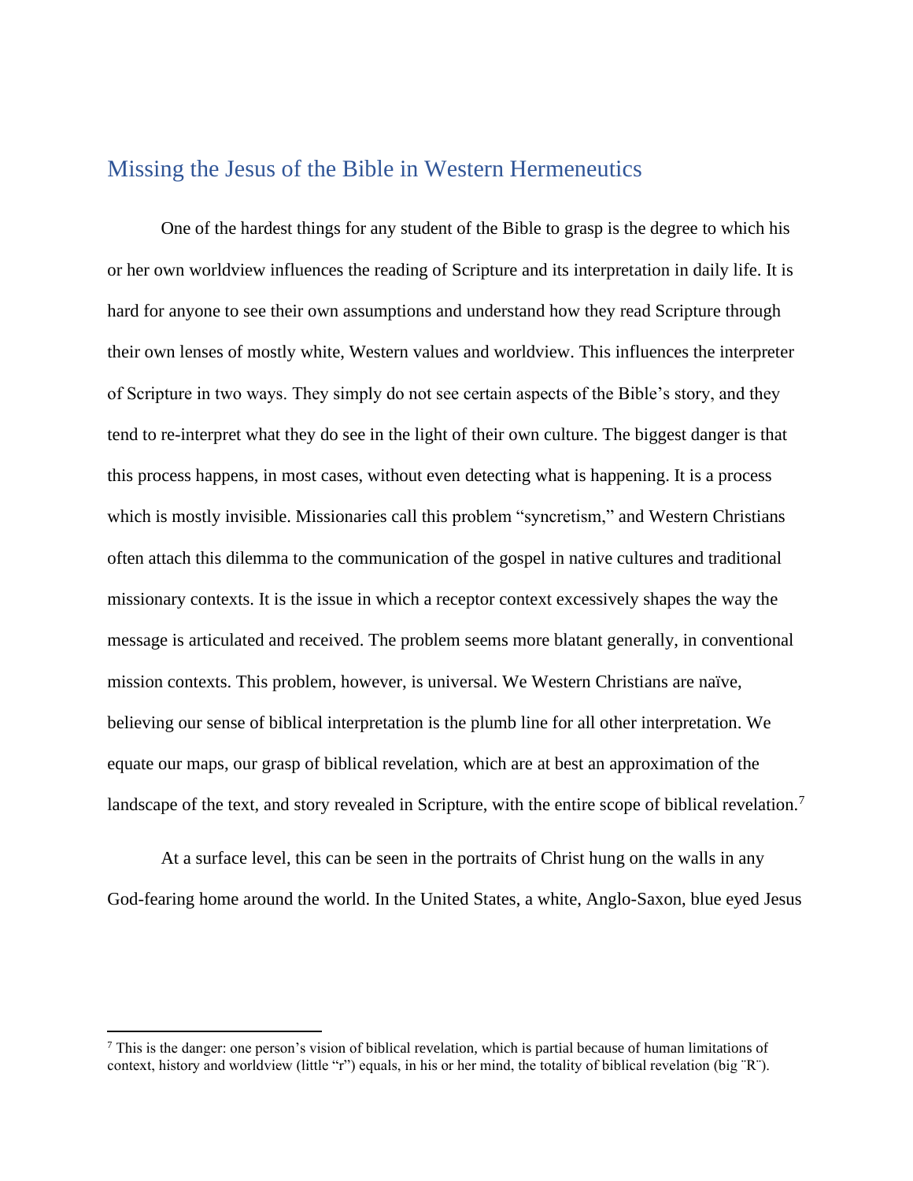## Missing the Jesus of the Bible in Western Hermeneutics

One of the hardest things for any student of the Bible to grasp is the degree to which his or her own worldview influences the reading of Scripture and its interpretation in daily life. It is hard for anyone to see their own assumptions and understand how they read Scripture through their own lenses of mostly white, Western values and worldview. This influences the interpreter of Scripture in two ways. They simply do not see certain aspects of the Bible's story, and they tend to re-interpret what they do see in the light of their own culture. The biggest danger is that this process happens, in most cases, without even detecting what is happening. It is a process which is mostly invisible. Missionaries call this problem "syncretism," and Western Christians often attach this dilemma to the communication of the gospel in native cultures and traditional missionary contexts. It is the issue in which a receptor context excessively shapes the way the message is articulated and received. The problem seems more blatant generally, in conventional mission contexts. This problem, however, is universal. We Western Christians are naïve, believing our sense of biblical interpretation is the plumb line for all other interpretation. We equate our maps, our grasp of biblical revelation, which are at best an approximation of the landscape of the text, and story revealed in Scripture, with the entire scope of biblical revelation.[7]

At a surface level, this can be seen in the portraits of Christ hung on the walls in any God-fearing home around the world. In the United States, a white, Anglo-Saxon, blue eyed Jesus

---

[7] This is the danger: one person's vision of biblical revelation, which is partial because of human limitations of context, history and worldview (little "r") equals, in his or her mind, the totality of biblical revelation (big ¨R¨).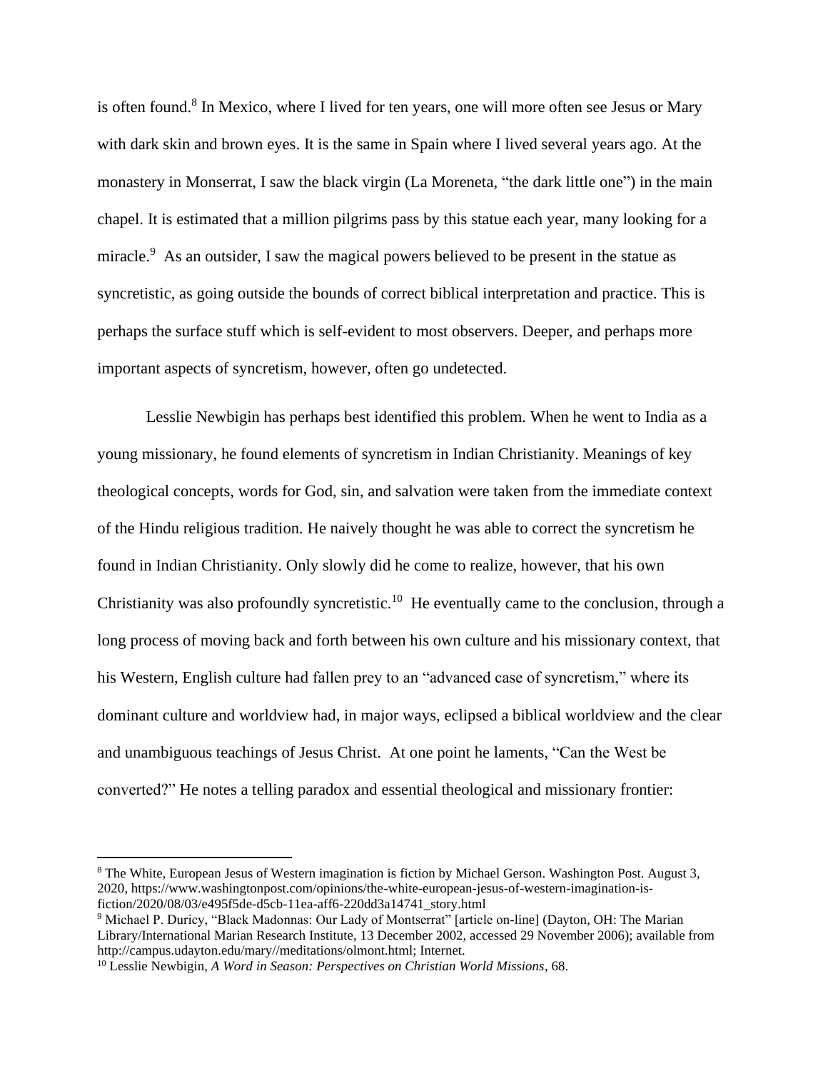is often found.[8] In Mexico, where I lived for ten years, one will more often see Jesus or Mary with dark skin and brown eyes. It is the same in Spain where I lived several years ago. At the monastery in Monserrat, I saw the black virgin (La Moreneta, "the dark little one") in the main chapel. It is estimated that a million pilgrims pass by this statue each year, many looking for a miracle.[9] As an outsider, I saw the magical powers believed to be present in the statue as syncretistic, as going outside the bounds of correct biblical interpretation and practice. This is perhaps the surface stuff which is self-evident to most observers. Deeper, and perhaps more important aspects of syncretism, however, often go undetected.

Lesslie Newbigin has perhaps best identified this problem. When he went to India as a young missionary, he found elements of syncretism in Indian Christianity. Meanings of key theological concepts, words for God, sin, and salvation were taken from the immediate context of the Hindu religious tradition. He naively thought he was able to correct the syncretism he found in Indian Christianity. Only slowly did he come to realize, however, that his own Christianity was also profoundly syncretistic.[10] He eventually came to the conclusion, through a long process of moving back and forth between his own culture and his missionary context, that his Western, English culture had fallen prey to an "advanced case of syncretism," where its dominant culture and worldview had, in major ways, eclipsed a biblical worldview and the clear and unambiguous teachings of Jesus Christ. At one point he laments, "Can the West be converted?" He notes a telling paradox and essential theological and missionary frontier:

---

[8] The White, European Jesus of Western imagination is fiction by Michael Gerson. Washington Post. August 3, 2020, https://www.washingtonpost.com/opinions/the-white-european-jesus-of-western-imagination-is-fiction/2020/08/03/e495f5de-d5cb-11ea-aff6-220dd3a14741_story.html

[9] Michael P. Duricy, "Black Madonnas: Our Lady of Montserrat" [article on-line] (Dayton, OH: The Marian Library/International Marian Research Institute, 13 December 2002, accessed 29 November 2006); available from http://campus.udayton.edu/mary//meditations/olmont.html; Internet.

[10] Lesslie Newbigin, *A Word in Season: Perspectives on Christian World Missions*, 68.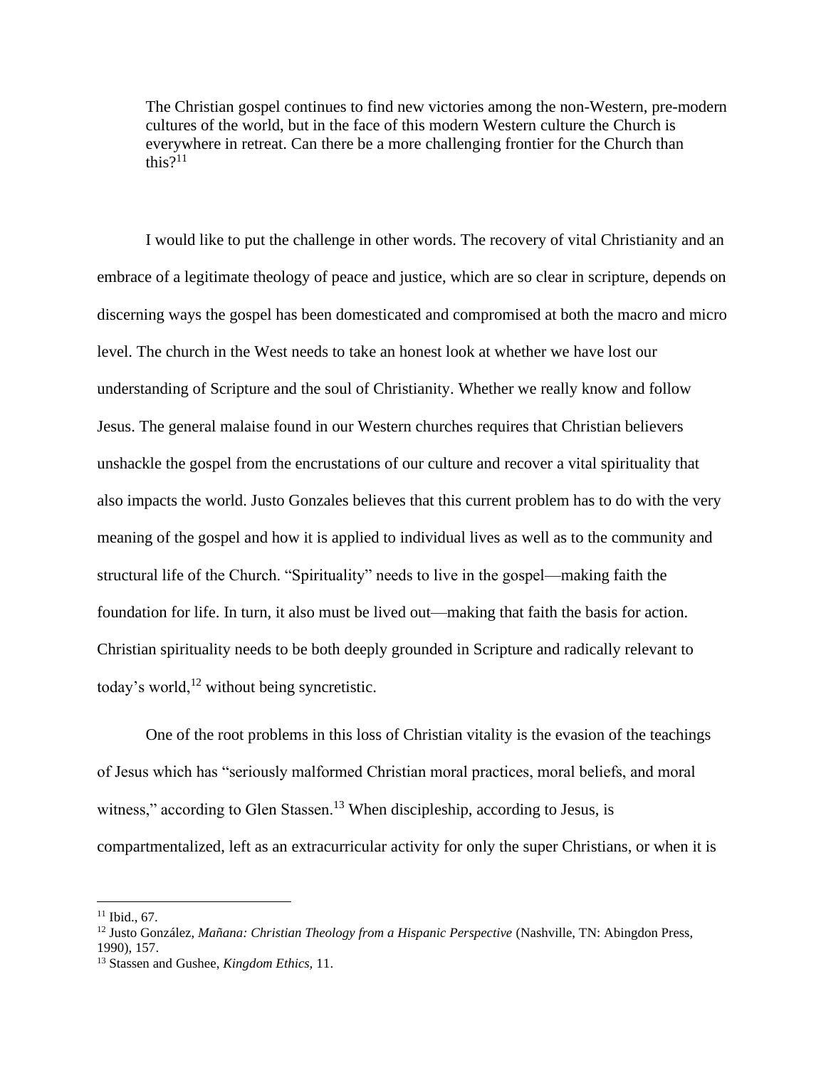> The Christian gospel continues to find new victories among the non-Western, pre-modern cultures of the world, but in the face of this modern Western culture the Church is everywhere in retreat. Can there be a more challenging frontier for the Church than this?[11]

I would like to put the challenge in other words. The recovery of vital Christianity and an embrace of a legitimate theology of peace and justice, which are so clear in scripture, depends on discerning ways the gospel has been domesticated and compromised at both the macro and micro level. The church in the West needs to take an honest look at whether we have lost our understanding of Scripture and the soul of Christianity. Whether we really know and follow Jesus. The general malaise found in our Western churches requires that Christian believers unshackle the gospel from the encrustations of our culture and recover a vital spirituality that also impacts the world. Justo Gonzales believes that this current problem has to do with the very meaning of the gospel and how it is applied to individual lives as well as to the community and structural life of the Church. "Spirituality" needs to live in the gospel—making faith the foundation for life. In turn, it also must be lived out—making that faith the basis for action. Christian spirituality needs to be both deeply grounded in Scripture and radically relevant to today's world,[12] without being syncretistic.

One of the root problems in this loss of Christian vitality is the evasion of the teachings of Jesus which has "seriously malformed Christian moral practices, moral beliefs, and moral witness," according to Glen Stassen.[13] When discipleship, according to Jesus, is compartmentalized, left as an extracurricular activity for only the super Christians, or when it is

---

[11] Ibid., 67.

[12] Justo González, *Mañana: Christian Theology from a Hispanic Perspective* (Nashville, TN: Abingdon Press, 1990), 157.

[13] Stassen and Gushee, *Kingdom Ethics*, 11.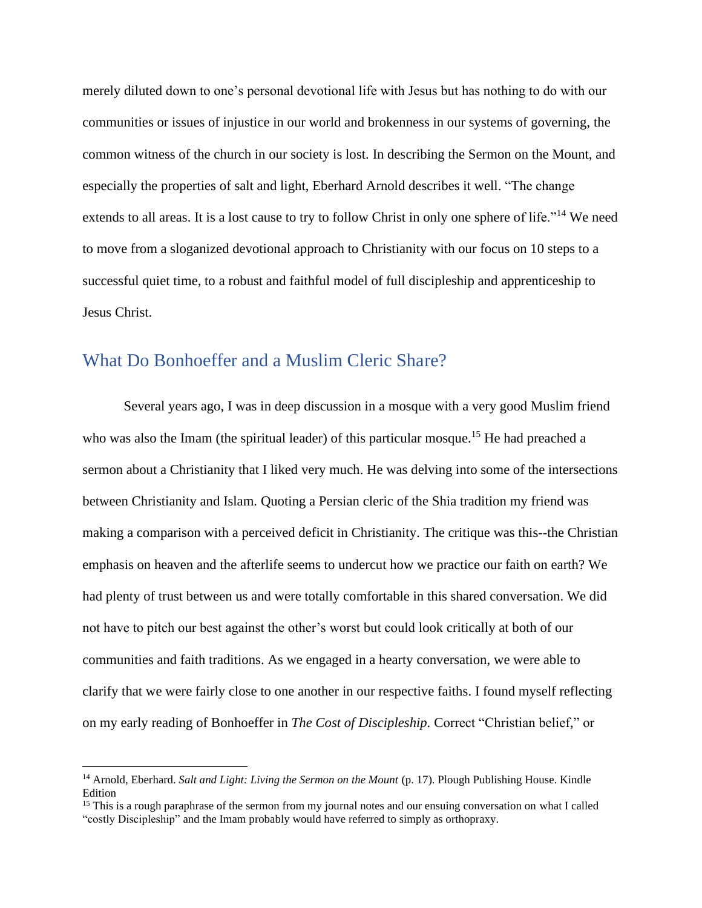merely diluted down to one's personal devotional life with Jesus but has nothing to do with our communities or issues of injustice in our world and brokenness in our systems of governing, the common witness of the church in our society is lost. In describing the Sermon on the Mount, and especially the properties of salt and light, Eberhard Arnold describes it well. "The change extends to all areas. It is a lost cause to try to follow Christ in only one sphere of life."[14] We need to move from a sloganized devotional approach to Christianity with our focus on 10 steps to a successful quiet time, to a robust and faithful model of full discipleship and apprenticeship to Jesus Christ.

## What Do Bonhoeffer and a Muslim Cleric Share?

Several years ago, I was in deep discussion in a mosque with a very good Muslim friend who was also the Imam (the spiritual leader) of this particular mosque.[15] He had preached a sermon about a Christianity that I liked very much. He was delving into some of the intersections between Christianity and Islam. Quoting a Persian cleric of the Shia tradition my friend was making a comparison with a perceived deficit in Christianity. The critique was this--the Christian emphasis on heaven and the afterlife seems to undercut how we practice our faith on earth? We had plenty of trust between us and were totally comfortable in this shared conversation. We did not have to pitch our best against the other's worst but could look critically at both of our communities and faith traditions. As we engaged in a hearty conversation, we were able to clarify that we were fairly close to one another in our respective faiths. I found myself reflecting on my early reading of Bonhoeffer in *The Cost of Discipleship*. Correct "Christian belief," or

---

[14] Arnold, Eberhard. *Salt and Light: Living the Sermon on the Mount* (p. 17). Plough Publishing House. Kindle Edition

[15] This is a rough paraphrase of the sermon from my journal notes and our ensuing conversation on what I called "costly Discipleship" and the Imam probably would have referred to simply as orthopraxy.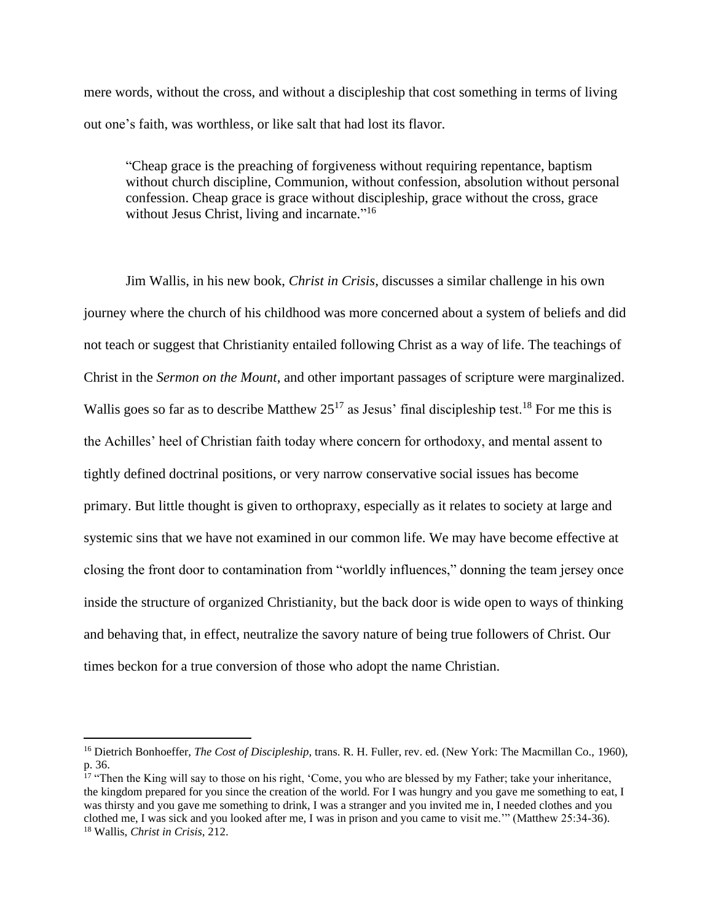mere words, without the cross, and without a discipleship that cost something in terms of living out one's faith, was worthless, or like salt that had lost its flavor.

> "Cheap grace is the preaching of forgiveness without requiring repentance, baptism without church discipline, Communion, without confession, absolution without personal confession. Cheap grace is grace without discipleship, grace without the cross, grace without Jesus Christ, living and incarnate."[16]

Jim Wallis, in his new book, *Christ in Crisis*, discusses a similar challenge in his own journey where the church of his childhood was more concerned about a system of beliefs and did not teach or suggest that Christianity entailed following Christ as a way of life. The teachings of Christ in the *Sermon on the Mount*, and other important passages of scripture were marginalized. Wallis goes so far as to describe Matthew 25[17] as Jesus' final discipleship test.[18] For me this is the Achilles' heel of Christian faith today where concern for orthodoxy, and mental assent to tightly defined doctrinal positions, or very narrow conservative social issues has become primary. But little thought is given to orthopraxy, especially as it relates to society at large and systemic sins that we have not examined in our common life. We may have become effective at closing the front door to contamination from "worldly influences," donning the team jersey once inside the structure of organized Christianity, but the back door is wide open to ways of thinking and behaving that, in effect, neutralize the savory nature of being true followers of Christ. Our times beckon for a true conversion of those who adopt the name Christian.

---

[16] Dietrich Bonhoeffer, *The Cost of Discipleship*, trans. R. H. Fuller, rev. ed. (New York: The Macmillan Co., 1960), p. 36.

[17] "Then the King will say to those on his right, 'Come, you who are blessed by my Father; take your inheritance, the kingdom prepared for you since the creation of the world. For I was hungry and you gave me something to eat, I was thirsty and you gave me something to drink, I was a stranger and you invited me in, I needed clothes and you clothed me, I was sick and you looked after me, I was in prison and you came to visit me.'" (Matthew 25:34-36).

[18] Wallis, *Christ in Crisis*, 212.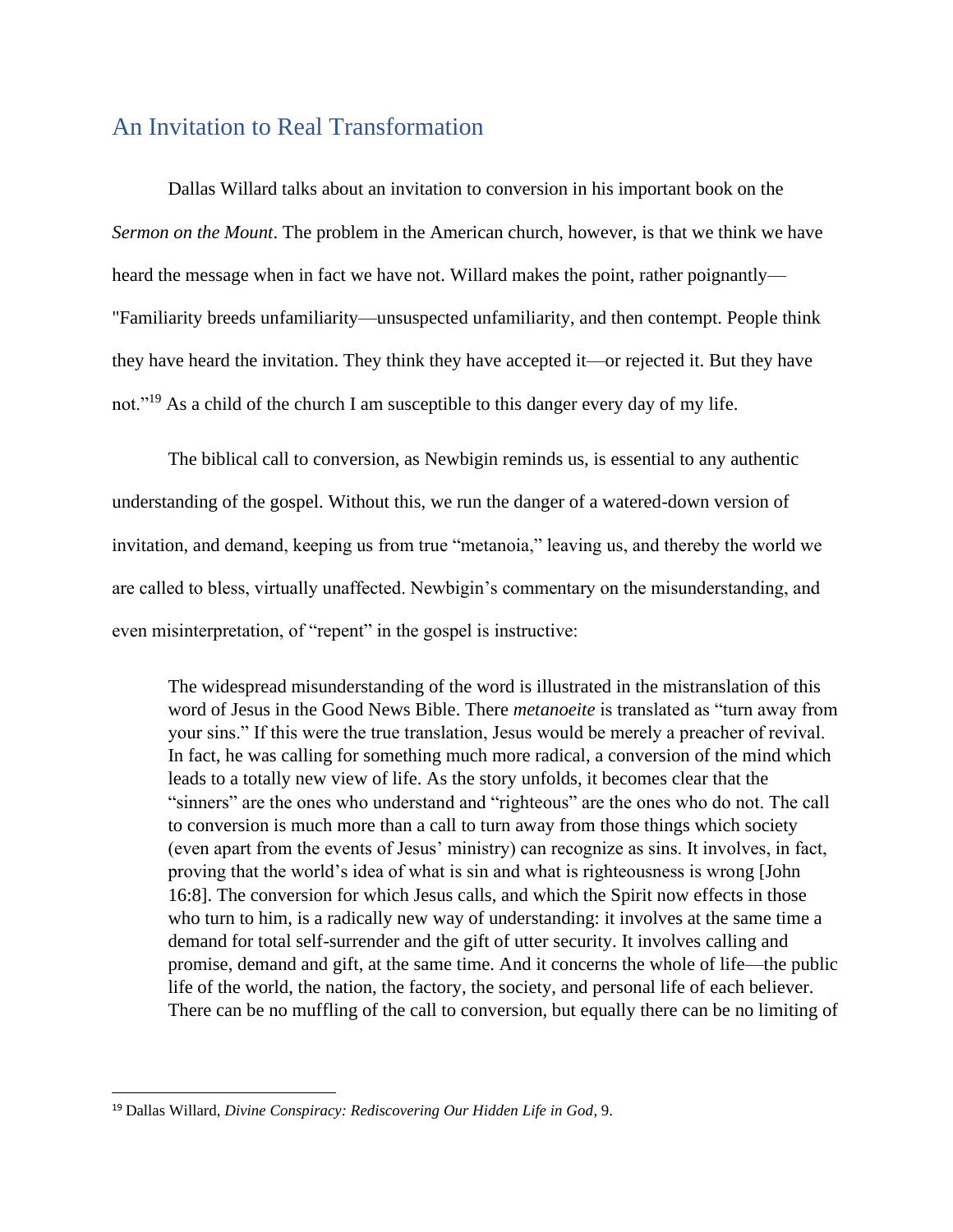## An Invitation to Real Transformation

Dallas Willard talks about an invitation to conversion in his important book on the *Sermon on the Mount*. The problem in the American church, however, is that we think we have heard the message when in fact we have not. Willard makes the point, rather poignantly—"Familiarity breeds unfamiliarity—unsuspected unfamiliarity, and then contempt. People think they have heard the invitation. They think they have accepted it—or rejected it. But they have not."[19] As a child of the church I am susceptible to this danger every day of my life.

The biblical call to conversion, as Newbigin reminds us, is essential to any authentic understanding of the gospel. Without this, we run the danger of a watered-down version of invitation, and demand, keeping us from true "metanoia," leaving us, and thereby the world we are called to bless, virtually unaffected. Newbigin's commentary on the misunderstanding, and even misinterpretation, of "repent" in the gospel is instructive:

> The widespread misunderstanding of the word is illustrated in the mistranslation of this word of Jesus in the Good News Bible. There *metanoeite* is translated as "turn away from your sins." If this were the true translation, Jesus would be merely a preacher of revival. In fact, he was calling for something much more radical, a conversion of the mind which leads to a totally new view of life. As the story unfolds, it becomes clear that the "sinners" are the ones who understand and "righteous" are the ones who do not. The call to conversion is much more than a call to turn away from those things which society (even apart from the events of Jesus' ministry) can recognize as sins. It involves, in fact, proving that the world's idea of what is sin and what is righteousness is wrong [John 16:8]. The conversion for which Jesus calls, and which the Spirit now effects in those who turn to him, is a radically new way of understanding: it involves at the same time a demand for total self-surrender and the gift of utter security. It involves calling and promise, demand and gift, at the same time. And it concerns the whole of life—the public life of the world, the nation, the factory, the society, and personal life of each believer. There can be no muffling of the call to conversion, but equally there can be no limiting of

---

[19] Dallas Willard, *Divine Conspiracy: Rediscovering Our Hidden Life in God*, 9.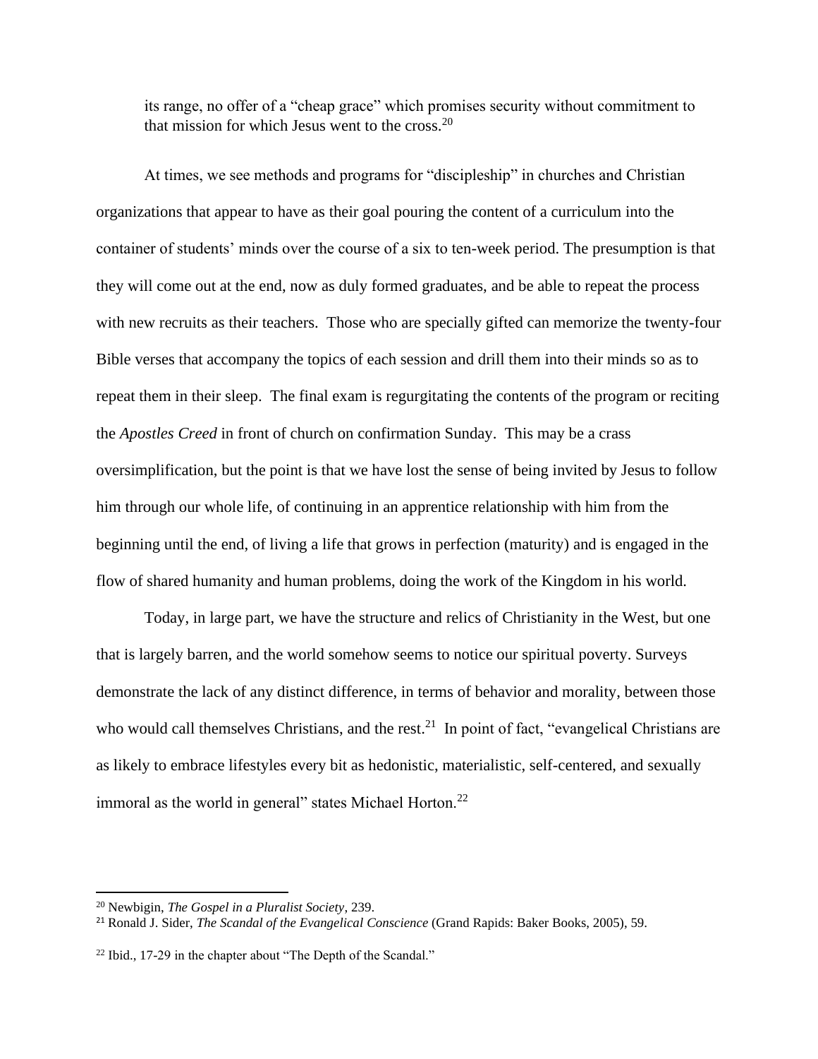> its range, no offer of a "cheap grace" which promises security without commitment to that mission for which Jesus went to the cross.[20]

At times, we see methods and programs for "discipleship" in churches and Christian organizations that appear to have as their goal pouring the content of a curriculum into the container of students' minds over the course of a six to ten-week period. The presumption is that they will come out at the end, now as duly formed graduates, and be able to repeat the process with new recruits as their teachers. Those who are specially gifted can memorize the twenty-four Bible verses that accompany the topics of each session and drill them into their minds so as to repeat them in their sleep. The final exam is regurgitating the contents of the program or reciting the *Apostles Creed* in front of church on confirmation Sunday. This may be a crass oversimplification, but the point is that we have lost the sense of being invited by Jesus to follow him through our whole life, of continuing in an apprentice relationship with him from the beginning until the end, of living a life that grows in perfection (maturity) and is engaged in the flow of shared humanity and human problems, doing the work of the Kingdom in his world.

Today, in large part, we have the structure and relics of Christianity in the West, but one that is largely barren, and the world somehow seems to notice our spiritual poverty. Surveys demonstrate the lack of any distinct difference, in terms of behavior and morality, between those who would call themselves Christians, and the rest.[21] In point of fact, "evangelical Christians are as likely to embrace lifestyles every bit as hedonistic, materialistic, self-centered, and sexually immoral as the world in general" states Michael Horton.[22]

---

[20] Newbigin, *The Gospel in a Pluralist Society*, 239.

[21] Ronald J. Sider, *The Scandal of the Evangelical Conscience* (Grand Rapids: Baker Books, 2005), 59.

[22] Ibid., 17-29 in the chapter about "The Depth of the Scandal."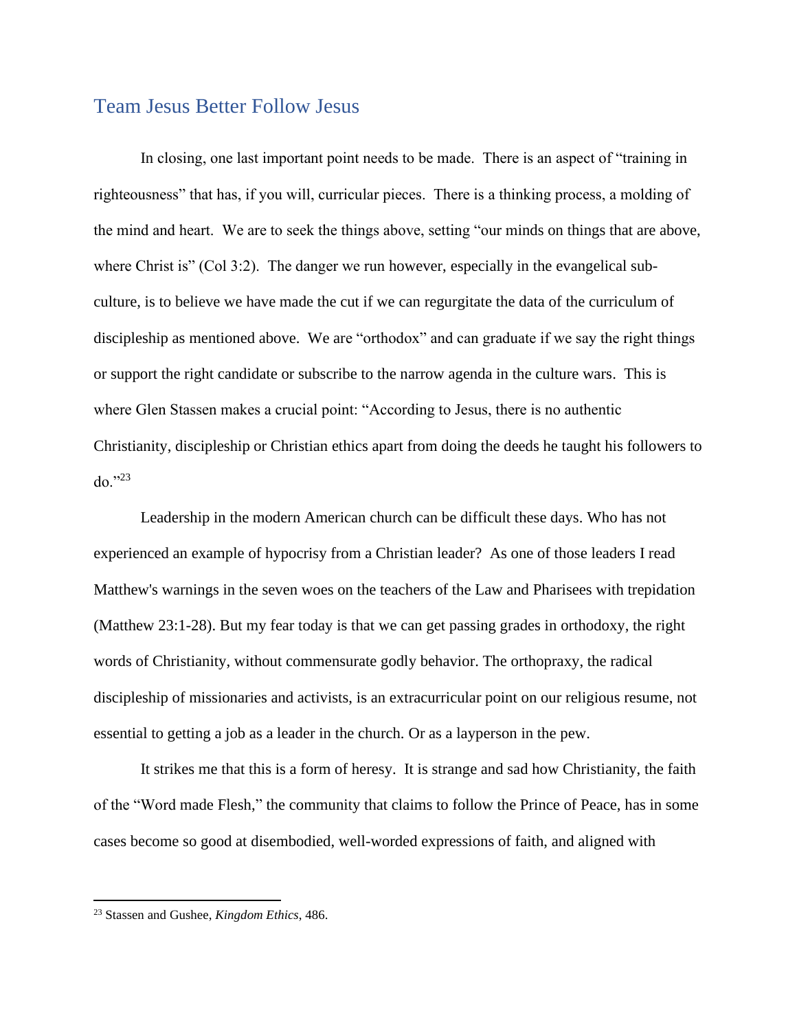## Team Jesus Better Follow Jesus

In closing, one last important point needs to be made. There is an aspect of "training in righteousness" that has, if you will, curricular pieces. There is a thinking process, a molding of the mind and heart. We are to seek the things above, setting "our minds on things that are above, where Christ is" (Col 3:2). The danger we run however, especially in the evangelical sub-culture, is to believe we have made the cut if we can regurgitate the data of the curriculum of discipleship as mentioned above. We are "orthodox" and can graduate if we say the right things or support the right candidate or subscribe to the narrow agenda in the culture wars. This is where Glen Stassen makes a crucial point: "According to Jesus, there is no authentic Christianity, discipleship or Christian ethics apart from doing the deeds he taught his followers to do."[23]

Leadership in the modern American church can be difficult these days. Who has not experienced an example of hypocrisy from a Christian leader? As one of those leaders I read Matthew's warnings in the seven woes on the teachers of the Law and Pharisees with trepidation (Matthew 23:1-28). But my fear today is that we can get passing grades in orthodoxy, the right words of Christianity, without commensurate godly behavior. The orthopraxy, the radical discipleship of missionaries and activists, is an extracurricular point on our religious resume, not essential to getting a job as a leader in the church. Or as a layperson in the pew.

It strikes me that this is a form of heresy. It is strange and sad how Christianity, the faith of the "Word made Flesh," the community that claims to follow the Prince of Peace, has in some cases become so good at disembodied, well-worded expressions of faith, and aligned with

---

[23] Stassen and Gushee, *Kingdom Ethics*, 486.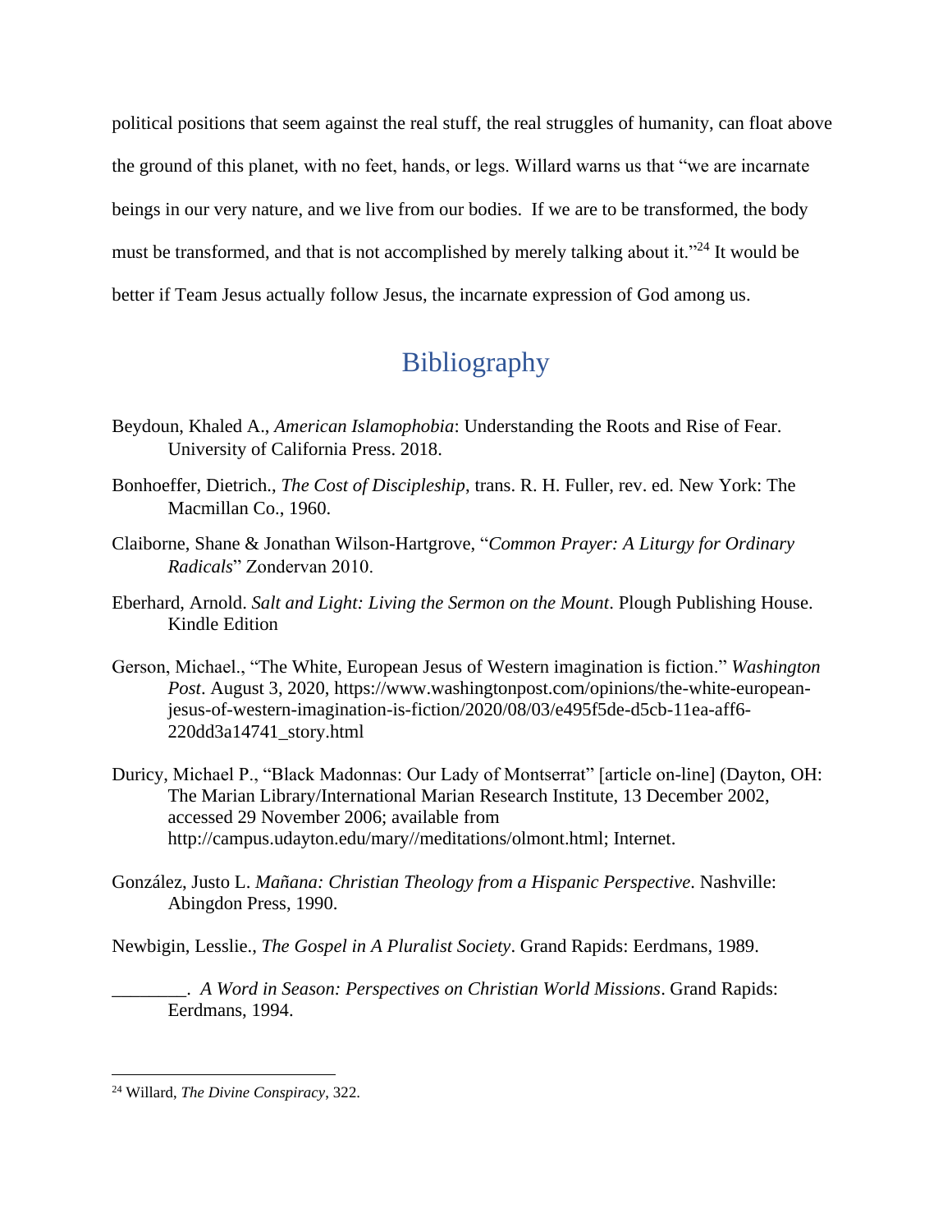political positions that seem against the real stuff, the real struggles of humanity, can float above the ground of this planet, with no feet, hands, or legs. Willard warns us that "we are incarnate beings in our very nature, and we live from our bodies. If we are to be transformed, the body must be transformed, and that is not accomplished by merely talking about it."[24] It would be better if Team Jesus actually follow Jesus, the incarnate expression of God among us.

## Bibliography

Beydoun, Khaled A., *American Islamophobia*: Understanding the Roots and Rise of Fear. University of California Press. 2018.

Bonhoeffer, Dietrich., *The Cost of Discipleship*, trans. R. H. Fuller, rev. ed. New York: The Macmillan Co., 1960.

Claiborne, Shane & Jonathan Wilson-Hartgrove, "*Common Prayer: A Liturgy for Ordinary Radicals*" Zondervan 2010.

Eberhard, Arnold. *Salt and Light: Living the Sermon on the Mount*. Plough Publishing House. Kindle Edition

Gerson, Michael., "The White, European Jesus of Western imagination is fiction." *Washington Post*. August 3, 2020, https://www.washingtonpost.com/opinions/the-white-european-jesus-of-western-imagination-is-fiction/2020/08/03/e495f5de-d5cb-11ea-aff6-220dd3a14741_story.html

Duricy, Michael P., "Black Madonnas: Our Lady of Montserrat" [article on-line] (Dayton, OH: The Marian Library/International Marian Research Institute, 13 December 2002, accessed 29 November 2006; available from http://campus.udayton.edu/mary//meditations/olmont.html; Internet.

González, Justo L. *Mañana: Christian Theology from a Hispanic Perspective*. Nashville: Abingdon Press, 1990.

Newbigin, Lesslie., *The Gospel in A Pluralist Society*. Grand Rapids: Eerdmans, 1989.

________. *A Word in Season: Perspectives on Christian World Missions*. Grand Rapids: Eerdmans, 1994.

---

[24] Willard, *The Divine Conspiracy*, 322.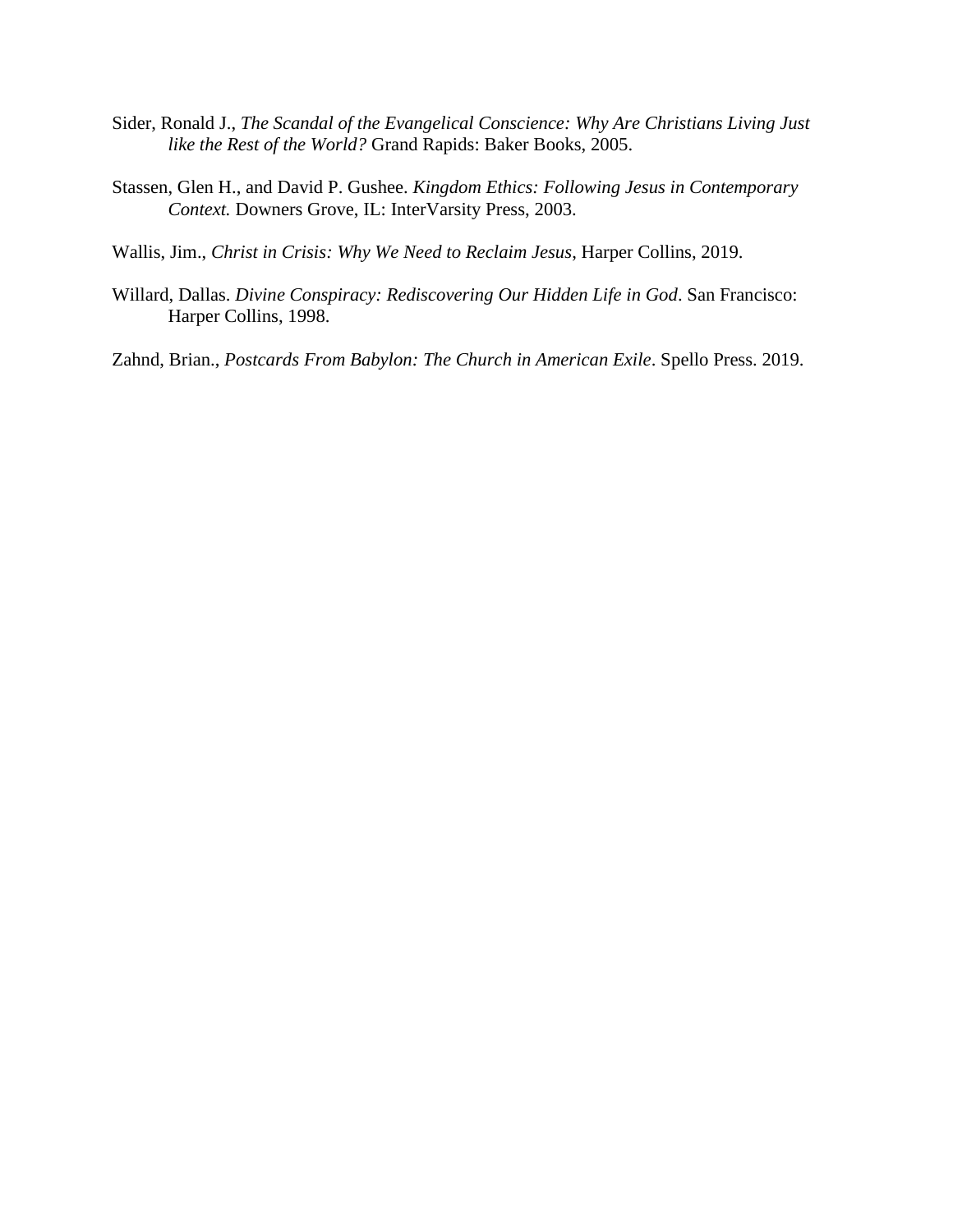Sider, Ronald J., *The Scandal of the Evangelical Conscience: Why Are Christians Living Just like the Rest of the World?* Grand Rapids: Baker Books, 2005.

Stassen, Glen H., and David P. Gushee. *Kingdom Ethics: Following Jesus in Contemporary Context.* Downers Grove, IL: InterVarsity Press, 2003.

Wallis, Jim., *Christ in Crisis: Why We Need to Reclaim Jesus*, Harper Collins, 2019.

Willard, Dallas. *Divine Conspiracy: Rediscovering Our Hidden Life in God*. San Francisco: Harper Collins, 1998.

Zahnd, Brian., *Postcards From Babylon: The Church in American Exile*. Spello Press. 2019.